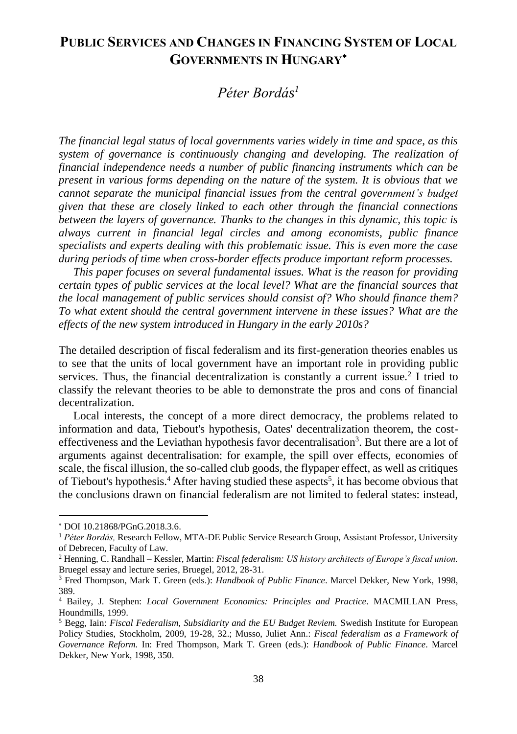# PUBLIC SERVICES AND CHANGES IN FINANCING SYSTEM OF LOCAL GOVERNMENTS IN HUNGARY[*]

## *Péter Bordás*[1]

*The financial legal status of local governments varies widely in time and space, as this system of governance is continuously changing and developing. The realization of financial independence needs a number of public financing instruments which can be present in various forms depending on the nature of the system. It is obvious that we cannot separate the municipal financial issues from the central government's budget given that these are closely linked to each other through the financial connections between the layers of governance. Thanks to the changes in this dynamic, this topic is always current in financial legal circles and among economists, public finance specialists and experts dealing with this problematic issue. This is even more the case during periods of time when cross-border effects produce important reform processes.*

*This paper focuses on several fundamental issues. What is the reason for providing certain types of public services at the local level? What are the financial sources that the local management of public services should consist of? Who should finance them? To what extent should the central government intervene in these issues? What are the effects of the new system introduced in Hungary in the early 2010s?*

The detailed description of fiscal federalism and its first-generation theories enables us to see that the units of local government have an important role in providing public services. Thus, the financial decentralization is constantly a current issue.[2] I tried to classify the relevant theories to be able to demonstrate the pros and cons of financial decentralization.

Local interests, the concept of a more direct democracy, the problems related to information and data, Tiebout's hypothesis, Oates' decentralization theorem, the cost-effectiveness and the Leviathan hypothesis favor decentralisation[3]. But there are a lot of arguments against decentralisation: for example, the spill over effects, economies of scale, the fiscal illusion, the so-called club goods, the flypaper effect, as well as critiques of Tiebout's hypothesis.[4] After having studied these aspects[5], it has become obvious that the conclusions drawn on financial federalism are not limited to federal states: instead,

---

[*] DOI 10.21868/PGnG.2018.3.6.

[1] *Péter Bordás,* Research Fellow, MTA-DE Public Service Research Group, Assistant Professor, University of Debrecen, Faculty of Law.

[2] Henning, C. Randhall – Kessler, Martin: *Fiscal federalism: US history architects of Europe's fiscal union.* Bruegel essay and lecture series, Bruegel, 2012, 28-31.

[3] Fred Thompson, Mark T. Green (eds.): *Handbook of Public Finance*. Marcel Dekker, New York, 1998, 389.

[4] Bailey, J. Stephen: *Local Government Economics: Principles and Practice*. MACMILLAN Press, Houndmills, 1999.

[5] Begg, Iain: *Fiscal Federalism, Subsidiarity and the EU Budget Reviem.* Swedish Institute for European Policy Studies, Stockholm, 2009, 19-28, 32.; Musso, Juliet Ann.: *Fiscal federalism as a Framework of Governance Reform.* In: Fred Thompson, Mark T. Green (eds.): *Handbook of Public Finance*. Marcel Dekker, New York, 1998, 350.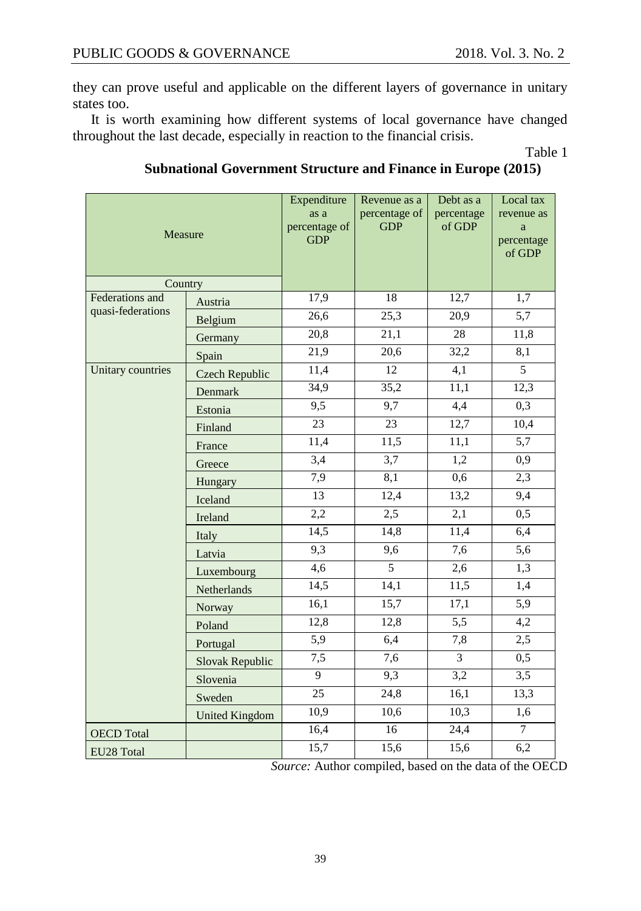they can prove useful and applicable on the different layers of governance in unitary states too.

It is worth examining how different systems of local governance have changed throughout the last decade, especially in reaction to the financial crisis.

Table 1

**Subnational Government Structure and Finance in Europe (2015)**

| Measure / Country | | Expenditure as a percentage of GDP | Revenue as a percentage of GDP | Debt as a percentage of GDP | Local tax revenue as a percentage of GDP |
|---|---|---|---|---|---|
| Federations and quasi-federations | Austria | 17,9 | 18 | 12,7 | 1,7 |
| | Belgium | 26,6 | 25,3 | 20,9 | 5,7 |
| | Germany | 20,8 | 21,1 | 28 | 11,8 |
| | Spain | 21,9 | 20,6 | 32,2 | 8,1 |
| Unitary countries | Czech Republic | 11,4 | 12 | 4,1 | 5 |
| | Denmark | 34,9 | 35,2 | 11,1 | 12,3 |
| | Estonia | 9,5 | 9,7 | 4,4 | 0,3 |
| | Finland | 23 | 23 | 12,7 | 10,4 |
| | France | 11,4 | 11,5 | 11,1 | 5,7 |
| | Greece | 3,4 | 3,7 | 1,2 | 0,9 |
| | Hungary | 7,9 | 8,1 | 0,6 | 2,3 |
| | Iceland | 13 | 12,4 | 13,2 | 9,4 |
| | Ireland | 2,2 | 2,5 | 2,1 | 0,5 |
| | Italy | 14,5 | 14,8 | 11,4 | 6,4 |
| | Latvia | 9,3 | 9,6 | 7,6 | 5,6 |
| | Luxembourg | 4,6 | 5 | 2,6 | 1,3 |
| | Netherlands | 14,5 | 14,1 | 11,5 | 1,4 |
| | Norway | 16,1 | 15,7 | 17,1 | 5,9 |
| | Poland | 12,8 | 12,8 | 5,5 | 4,2 |
| | Portugal | 5,9 | 6,4 | 7,8 | 2,5 |
| | Slovak Republic | 7,5 | 7,6 | 3 | 0,5 |
| | Slovenia | 9 | 9,3 | 3,2 | 3,5 |
| | Sweden | 25 | 24,8 | 16,1 | 13,3 |
| | United Kingdom | 10,9 | 10,6 | 10,3 | 1,6 |
| OECD Total | | 16,4 | 16 | 24,4 | 7 |
| EU28 Total | | 15,7 | 15,6 | 15,6 | 6,2 |

*Source:* Author compiled, based on the data of the OECD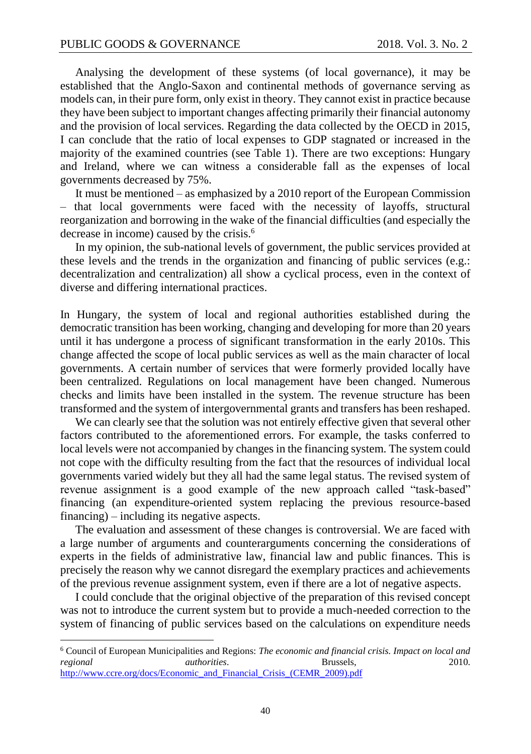Analysing the development of these systems (of local governance), it may be established that the Anglo-Saxon and continental methods of governance serving as models can, in their pure form, only exist in theory. They cannot exist in practice because they have been subject to important changes affecting primarily their financial autonomy and the provision of local services. Regarding the data collected by the OECD in 2015, I can conclude that the ratio of local expenses to GDP stagnated or increased in the majority of the examined countries (see Table 1). There are two exceptions: Hungary and Ireland, where we can witness a considerable fall as the expenses of local governments decreased by 75%.

It must be mentioned – as emphasized by a 2010 report of the European Commission – that local governments were faced with the necessity of layoffs, structural reorganization and borrowing in the wake of the financial difficulties (and especially the decrease in income) caused by the crisis.[6]

In my opinion, the sub-national levels of government, the public services provided at these levels and the trends in the organization and financing of public services (e.g.: decentralization and centralization) all show a cyclical process, even in the context of diverse and differing international practices.

In Hungary, the system of local and regional authorities established during the democratic transition has been working, changing and developing for more than 20 years until it has undergone a process of significant transformation in the early 2010s. This change affected the scope of local public services as well as the main character of local governments. A certain number of services that were formerly provided locally have been centralized. Regulations on local management have been changed. Numerous checks and limits have been installed in the system. The revenue structure has been transformed and the system of intergovernmental grants and transfers has been reshaped.

We can clearly see that the solution was not entirely effective given that several other factors contributed to the aforementioned errors. For example, the tasks conferred to local levels were not accompanied by changes in the financing system. The system could not cope with the difficulty resulting from the fact that the resources of individual local governments varied widely but they all had the same legal status. The revised system of revenue assignment is a good example of the new approach called "task-based" financing (an expenditure-oriented system replacing the previous resource-based financing) – including its negative aspects.

The evaluation and assessment of these changes is controversial. We are faced with a large number of arguments and counterarguments concerning the considerations of experts in the fields of administrative law, financial law and public finances. This is precisely the reason why we cannot disregard the exemplary practices and achievements of the previous revenue assignment system, even if there are a lot of negative aspects.

I could conclude that the original objective of the preparation of this revised concept was not to introduce the current system but to provide a much-needed correction to the system of financing of public services based on the calculations on expenditure needs

---

[6] Council of European Municipalities and Regions: *The economic and financial crisis. Impact on local and regional authorities*. Brussels, 2010. http://www.ccre.org/docs/Economic_and_Financial_Crisis_(CEMR_2009).pdf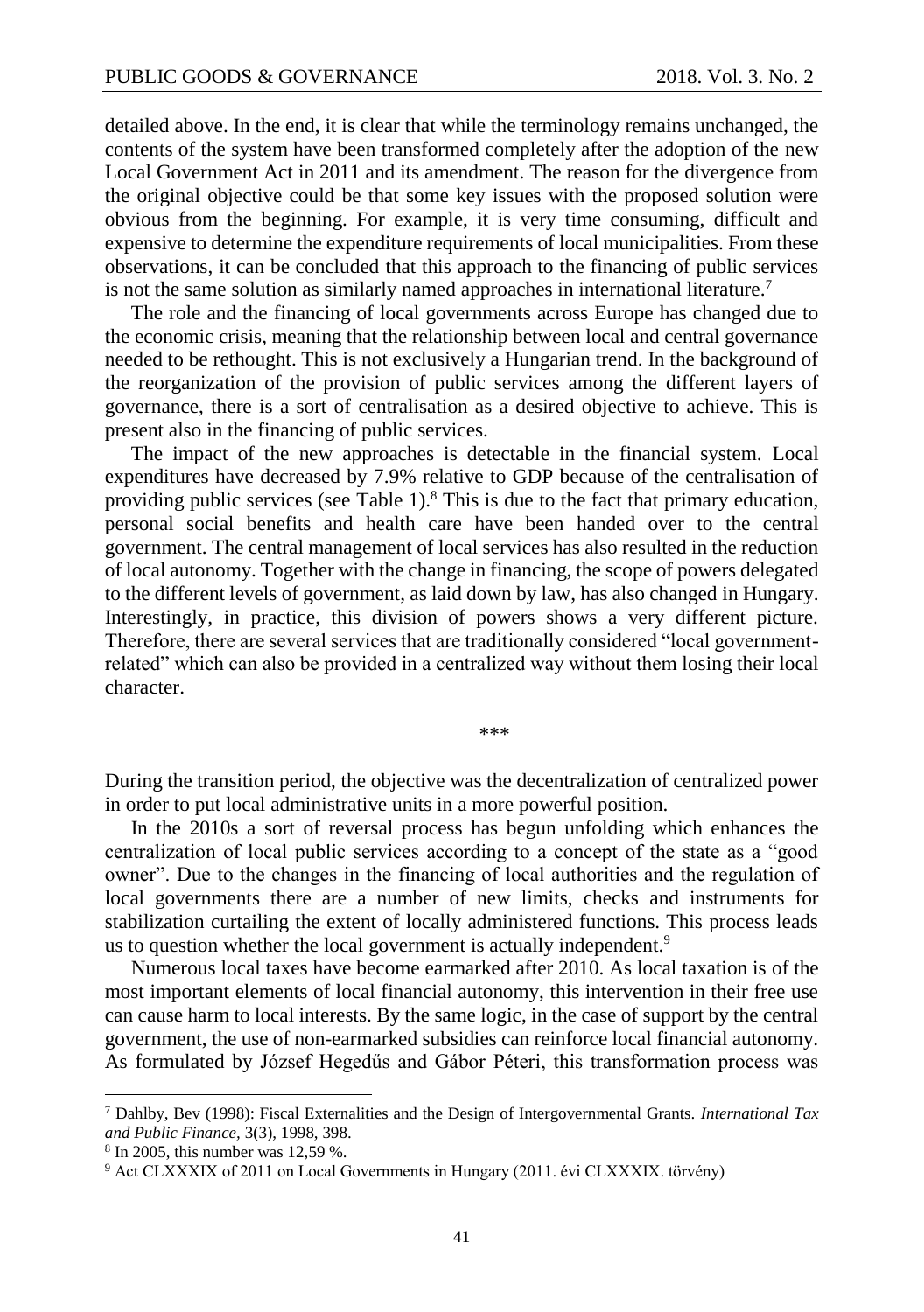detailed above. In the end, it is clear that while the terminology remains unchanged, the contents of the system have been transformed completely after the adoption of the new Local Government Act in 2011 and its amendment. The reason for the divergence from the original objective could be that some key issues with the proposed solution were obvious from the beginning. For example, it is very time consuming, difficult and expensive to determine the expenditure requirements of local municipalities. From these observations, it can be concluded that this approach to the financing of public services is not the same solution as similarly named approaches in international literature.[7]

The role and the financing of local governments across Europe has changed due to the economic crisis, meaning that the relationship between local and central governance needed to be rethought. This is not exclusively a Hungarian trend. In the background of the reorganization of the provision of public services among the different layers of governance, there is a sort of centralisation as a desired objective to achieve. This is present also in the financing of public services.

The impact of the new approaches is detectable in the financial system. Local expenditures have decreased by 7.9% relative to GDP because of the centralisation of providing public services (see Table 1).[8] This is due to the fact that primary education, personal social benefits and health care have been handed over to the central government. The central management of local services has also resulted in the reduction of local autonomy. Together with the change in financing, the scope of powers delegated to the different levels of government, as laid down by law, has also changed in Hungary. Interestingly, in practice, this division of powers shows a very different picture. Therefore, there are several services that are traditionally considered "local government-related" which can also be provided in a centralized way without them losing their local character.

\*\*\*

During the transition period, the objective was the decentralization of centralized power in order to put local administrative units in a more powerful position.

In the 2010s a sort of reversal process has begun unfolding which enhances the centralization of local public services according to a concept of the state as a "good owner". Due to the changes in the financing of local authorities and the regulation of local governments there are a number of new limits, checks and instruments for stabilization curtailing the extent of locally administered functions. This process leads us to question whether the local government is actually independent.[9]

Numerous local taxes have become earmarked after 2010. As local taxation is of the most important elements of local financial autonomy, this intervention in their free use can cause harm to local interests. By the same logic, in the case of support by the central government, the use of non-earmarked subsidies can reinforce local financial autonomy. As formulated by József Hegedűs and Gábor Péteri, this transformation process was

---

[7] Dahlby, Bev (1998): Fiscal Externalities and the Design of Intergovernmental Grants. *International Tax and Public Finance*, 3(3), 1998, 398.

[8] In 2005, this number was 12,59 %.

[9] Act CLXXXIX of 2011 on Local Governments in Hungary (2011. évi CLXXXIX. törvény)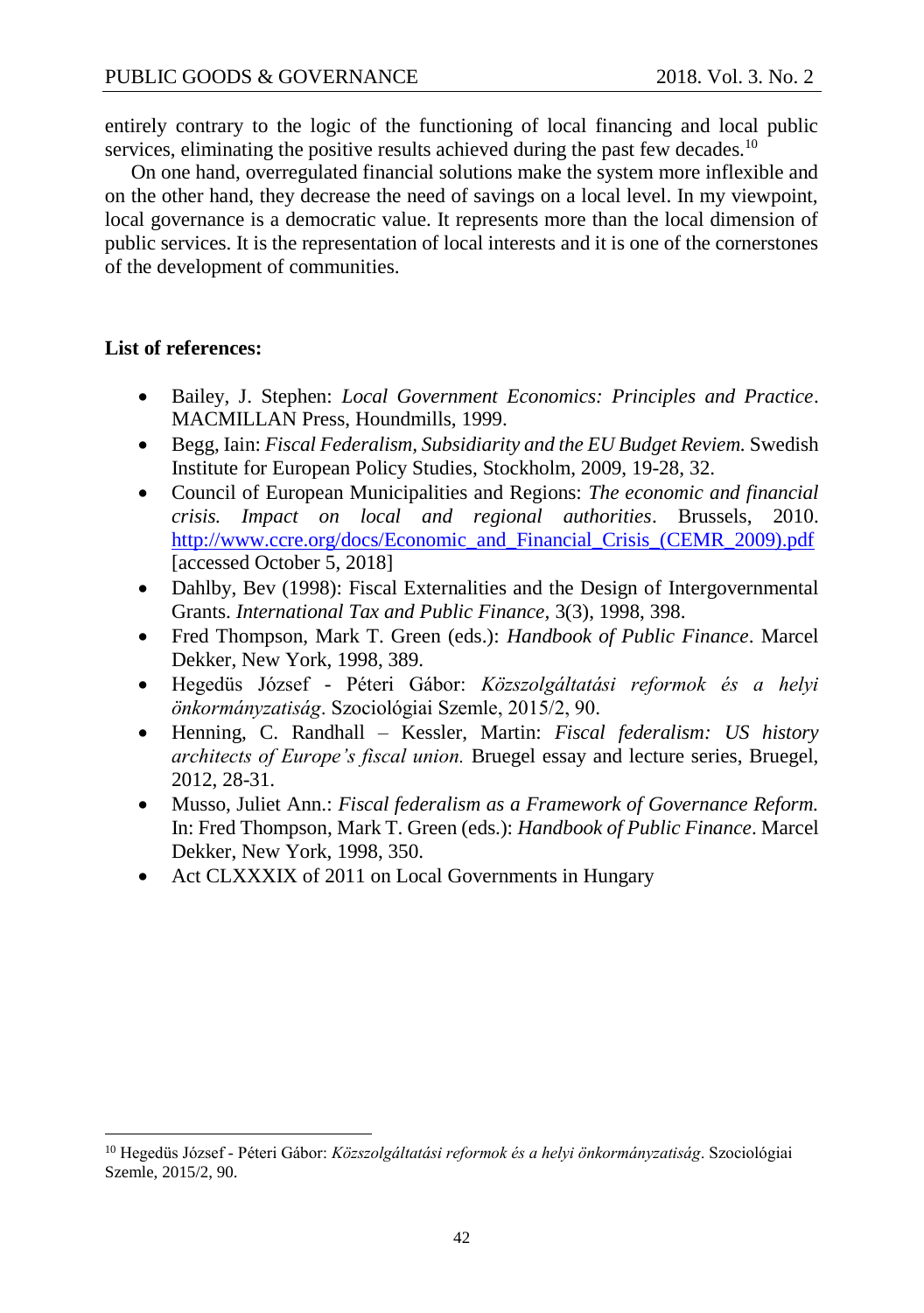entirely contrary to the logic of the functioning of local financing and local public services, eliminating the positive results achieved during the past few decades.[10]

On one hand, overregulated financial solutions make the system more inflexible and on the other hand, they decrease the need of savings on a local level. In my viewpoint, local governance is a democratic value. It represents more than the local dimension of public services. It is the representation of local interests and it is one of the cornerstones of the development of communities.

**List of references:**

- Bailey, J. Stephen: *Local Government Economics: Principles and Practice*. MACMILLAN Press, Houndmills, 1999.
- Begg, Iain: *Fiscal Federalism, Subsidiarity and the EU Budget Reviem.* Swedish Institute for European Policy Studies, Stockholm, 2009, 19-28, 32.
- Council of European Municipalities and Regions: *The economic and financial crisis. Impact on local and regional authorities*. Brussels, 2010. http://www.ccre.org/docs/Economic_and_Financial_Crisis_(CEMR_2009).pdf [accessed October 5, 2018]
- Dahlby, Bev (1998): Fiscal Externalities and the Design of Intergovernmental Grants. *International Tax and Public Finance*, 3(3), 1998, 398.
- Fred Thompson, Mark T. Green (eds.): *Handbook of Public Finance*. Marcel Dekker, New York, 1998, 389.
- Hegedüs József - Péteri Gábor: *Közszolgáltatási reformok és a helyi önkormányzatiság*. Szociológiai Szemle, 2015/2, 90.
- Henning, C. Randhall – Kessler, Martin: *Fiscal federalism: US history architects of Europe's fiscal union.* Bruegel essay and lecture series, Bruegel, 2012, 28-31.
- Musso, Juliet Ann.: *Fiscal federalism as a Framework of Governance Reform.* In: Fred Thompson, Mark T. Green (eds.): *Handbook of Public Finance*. Marcel Dekker, New York, 1998, 350.
- Act CLXXXIX of 2011 on Local Governments in Hungary

[10] Hegedüs József - Péteri Gábor: *Közszolgáltatási reformok és a helyi önkormányzatiság*. Szociológiai Szemle, 2015/2, 90.